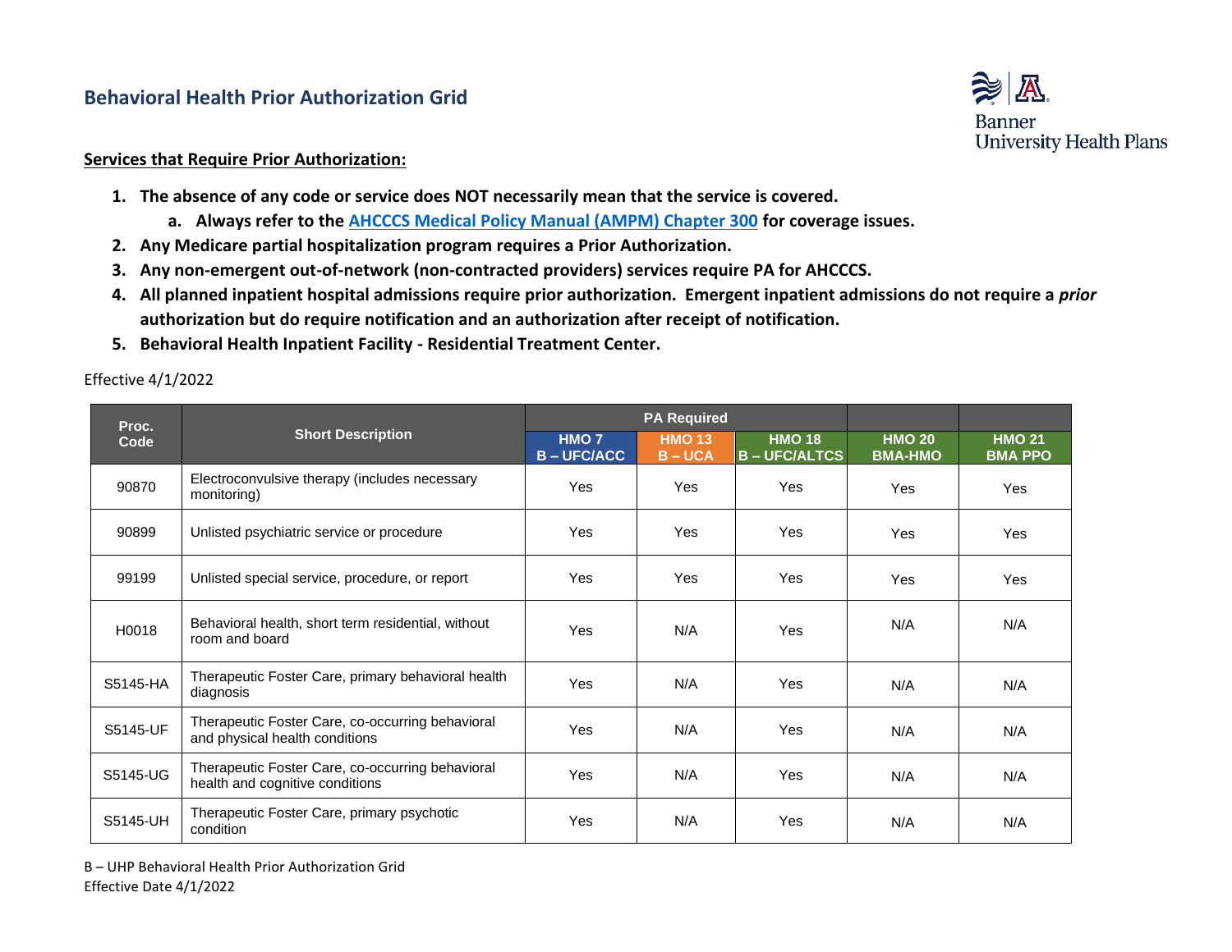# Behavioral Health Prior Authorization Grid

**Services that Require Prior Authorization:**

1. **The absence of any code or service does NOT necessarily mean that the service is covered.**
   a. **Always refer to the AHCCCS Medical Policy Manual (AMPM) Chapter 300 for coverage issues.**
2. **Any Medicare partial hospitalization program requires a Prior Authorization.**
3. **Any non-emergent out-of-network (non-contracted providers) services require PA for AHCCCS.**
4. **All planned inpatient hospital admissions require prior authorization. Emergent inpatient admissions do not require a *prior* authorization but do require notification and an authorization after receipt of notification.**
5. **Behavioral Health Inpatient Facility - Residential Treatment Center.**

Effective 4/1/2022

| Proc. Code | Short Description | PA Required | | | | |
|---|---|---|---|---|---|---|
| | | HMO 7 B – UFC/ACC | HMO 13 B – UCA | HMO 18 B – UFC/ALTCS | HMO 20 BMA-HMO | HMO 21 BMA PPO |
| 90870 | Electroconvulsive therapy (includes necessary monitoring) | Yes | Yes | Yes | Yes | Yes |
| 90899 | Unlisted psychiatric service or procedure | Yes | Yes | Yes | Yes | Yes |
| 99199 | Unlisted special service, procedure, or report | Yes | Yes | Yes | Yes | Yes |
| H0018 | Behavioral health, short term residential, without room and board | Yes | N/A | Yes | N/A | N/A |
| S5145-HA | Therapeutic Foster Care, primary behavioral health diagnosis | Yes | N/A | Yes | N/A | N/A |
| S5145-UF | Therapeutic Foster Care, co-occurring behavioral and physical health conditions | Yes | N/A | Yes | N/A | N/A |
| S5145-UG | Therapeutic Foster Care, co-occurring behavioral health and cognitive conditions | Yes | N/A | Yes | N/A | N/A |
| S5145-UH | Therapeutic Foster Care, primary psychotic condition | Yes | N/A | Yes | N/A | N/A |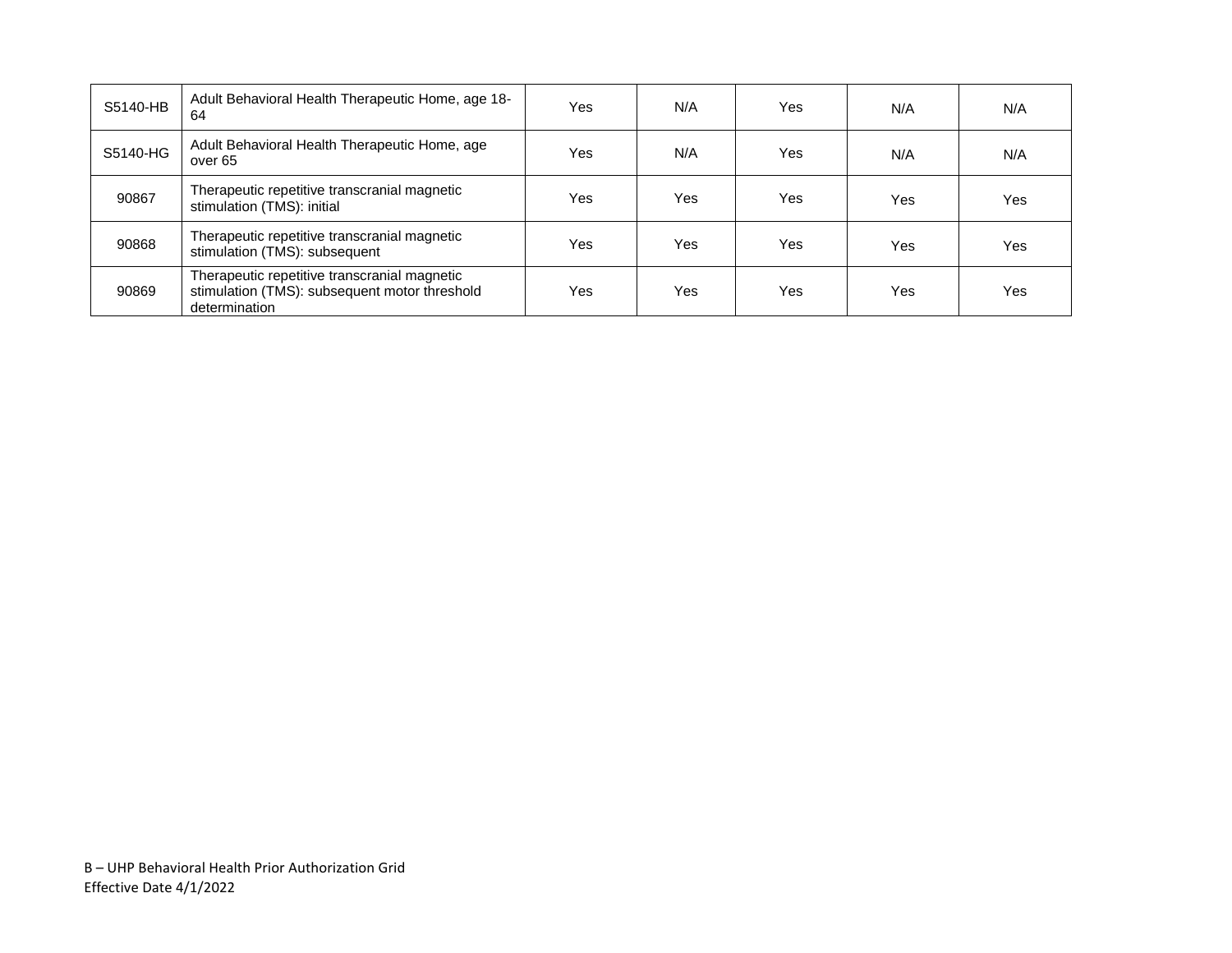| | | | | | | |
|---|---|---|---|---|---|---|
| S5140-HB | Adult Behavioral Health Therapeutic Home, age 18-64 | Yes | N/A | Yes | N/A | N/A |
| S5140-HG | Adult Behavioral Health Therapeutic Home, age over 65 | Yes | N/A | Yes | N/A | N/A |
| 90867 | Therapeutic repetitive transcranial magnetic stimulation (TMS): initial | Yes | Yes | Yes | Yes | Yes |
| 90868 | Therapeutic repetitive transcranial magnetic stimulation (TMS): subsequent | Yes | Yes | Yes | Yes | Yes |
| 90869 | Therapeutic repetitive transcranial magnetic stimulation (TMS): subsequent motor threshold determination | Yes | Yes | Yes | Yes | Yes |

B – UHP Behavioral Health Prior Authorization Grid
Effective Date 4/1/2022